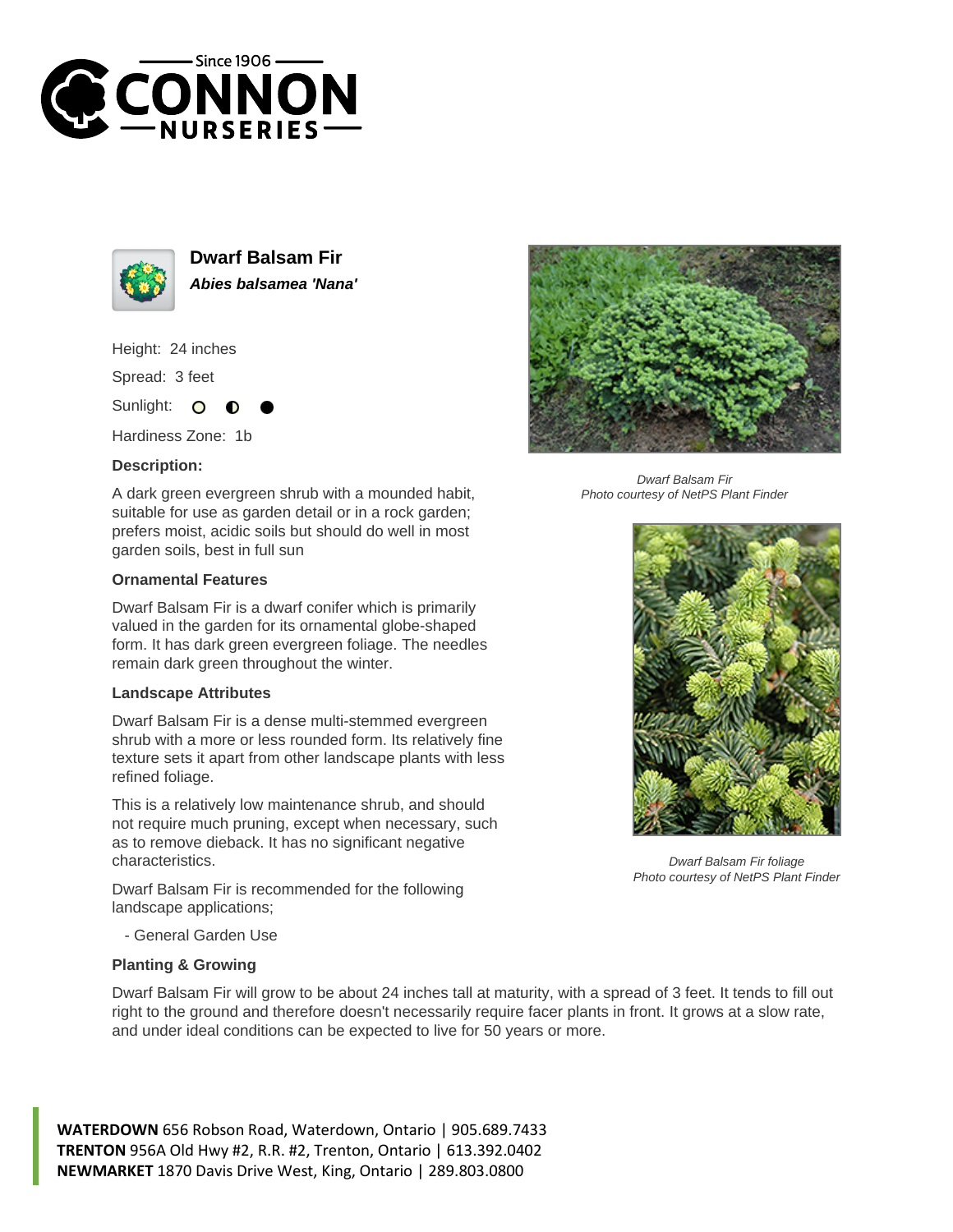# Dwarf Balsam Fir

***Abies balsamea 'Nana'***

Height: 24 inches

Spread: 3 feet

Sunlight:

Hardiness Zone: 1b

**Description:**

A dark green evergreen shrub with a mounded habit, suitable for use as garden detail or in a rock garden; prefers moist, acidic soils but should do well in most garden soils, best in full sun

### Ornamental Features

Dwarf Balsam Fir is a dwarf conifer which is primarily valued in the garden for its ornamental globe-shaped form. It has dark green evergreen foliage. The needles remain dark green throughout the winter.

### Landscape Attributes

Dwarf Balsam Fir is a dense multi-stemmed evergreen shrub with a more or less rounded form. Its relatively fine texture sets it apart from other landscape plants with less refined foliage.

This is a relatively low maintenance shrub, and should not require much pruning, except when necessary, such as to remove dieback. It has no significant negative characteristics.

Dwarf Balsam Fir is recommended for the following landscape applications;

- General Garden Use

### Planting & Growing

Dwarf Balsam Fir will grow to be about 24 inches tall at maturity, with a spread of 3 feet. It tends to fill out right to the ground and therefore doesn't necessarily require facer plants in front. It grows at a slow rate, and under ideal conditions can be expected to live for 50 years or more.

*Dwarf Balsam Fir*
*Photo courtesy of NetPS Plant Finder*

*Dwarf Balsam Fir foliage*
*Photo courtesy of NetPS Plant Finder*

**WATERDOWN** 656 Robson Road, Waterdown, Ontario | 905.689.7433
**TRENTON** 956A Old Hwy #2, R.R. #2, Trenton, Ontario | 613.392.0402
**NEWMARKET** 1870 Davis Drive West, King, Ontario | 289.803.0800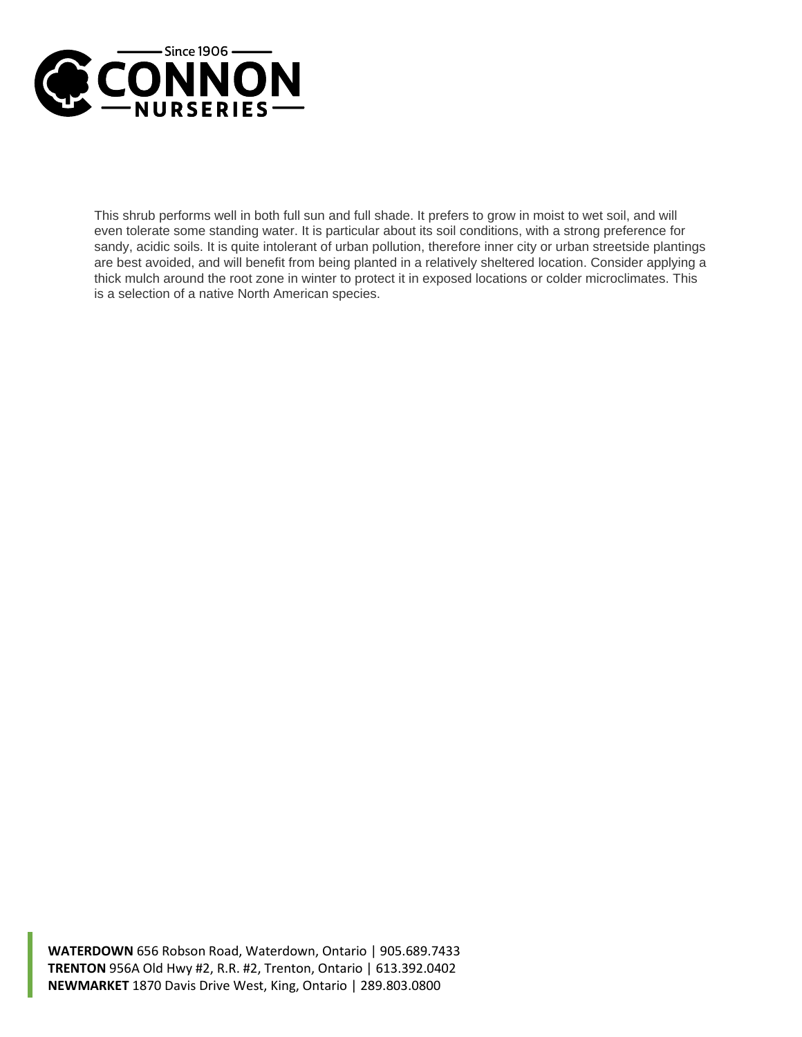This shrub performs well in both full sun and full shade. It prefers to grow in moist to wet soil, and will even tolerate some standing water. It is particular about its soil conditions, with a strong preference for sandy, acidic soils. It is quite intolerant of urban pollution, therefore inner city or urban streetside plantings are best avoided, and will benefit from being planted in a relatively sheltered location. Consider applying a thick mulch around the root zone in winter to protect it in exposed locations or colder microclimates. This is a selection of a native North American species.